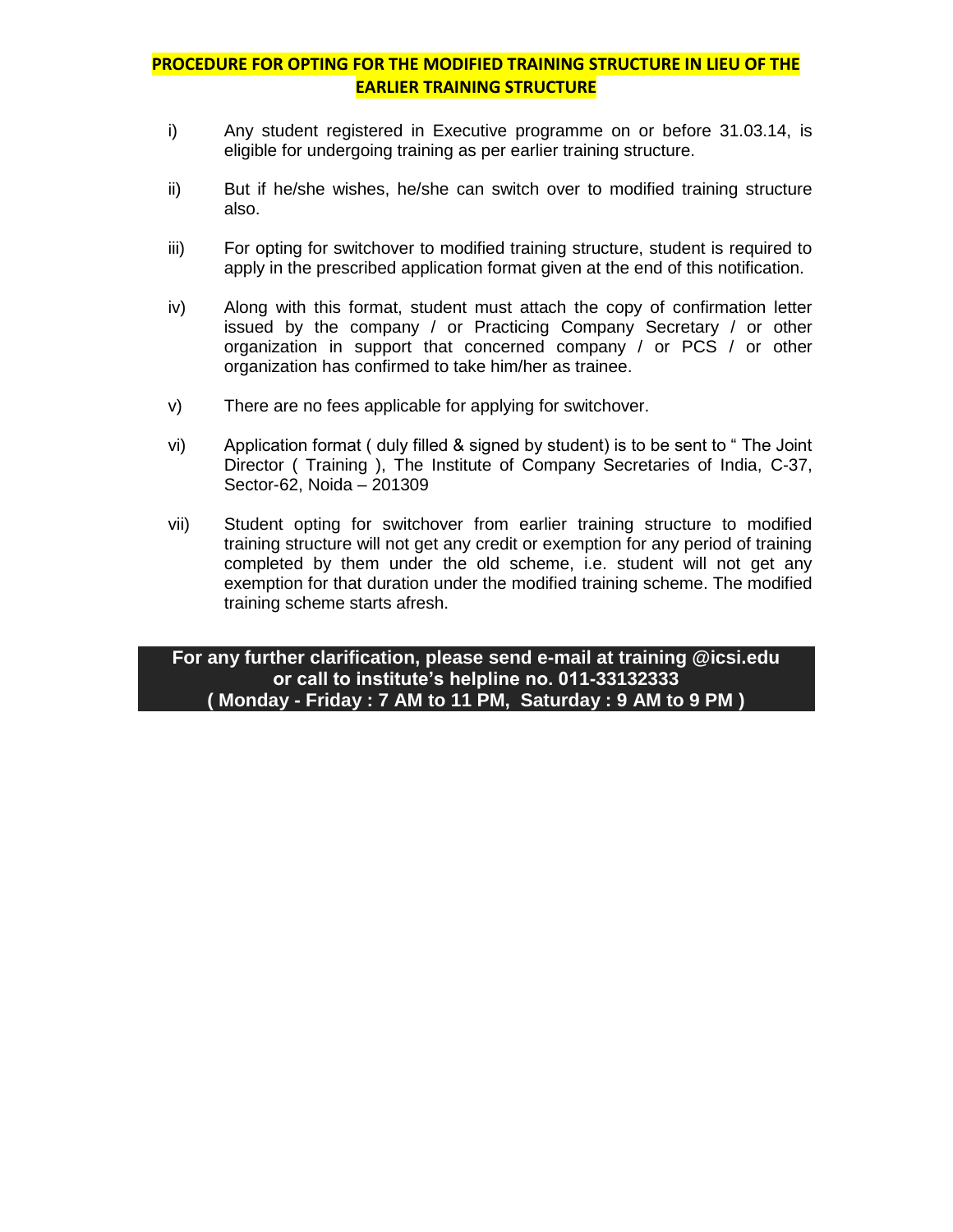## PROCEDURE FOR OPTING FOR THE MODIFIED TRAINING STRUCTURE IN LIEU OF THE EARLIER TRAINING STRUCTURE

i) Any student registered in Executive programme on or before 31.03.14, is eligible for undergoing training as per earlier training structure.

ii) But if he/she wishes, he/she can switch over to modified training structure also.

iii) For opting for switchover to modified training structure, student is required to apply in the prescribed application format given at the end of this notification.

iv) Along with this format, student must attach the copy of confirmation letter issued by the company / or Practicing Company Secretary / or other organization in support that concerned company / or PCS / or other organization has confirmed to take him/her as trainee.

v) There are no fees applicable for applying for switchover.

vi) Application format ( duly filled & signed by student) is to be sent to " The Joint Director ( Training ), The Institute of Company Secretaries of India, C-37, Sector-62, Noida – 201309

vii) Student opting for switchover from earlier training structure to modified training structure will not get any credit or exemption for any period of training completed by them under the old scheme, i.e. student will not get any exemption for that duration under the modified training scheme. The modified training scheme starts afresh.

**For any further clarification, please send e-mail at training @icsi.edu or call to institute's helpline no. 011-33132333 ( Monday - Friday : 7 AM to 11 PM, Saturday : 9 AM to 9 PM )**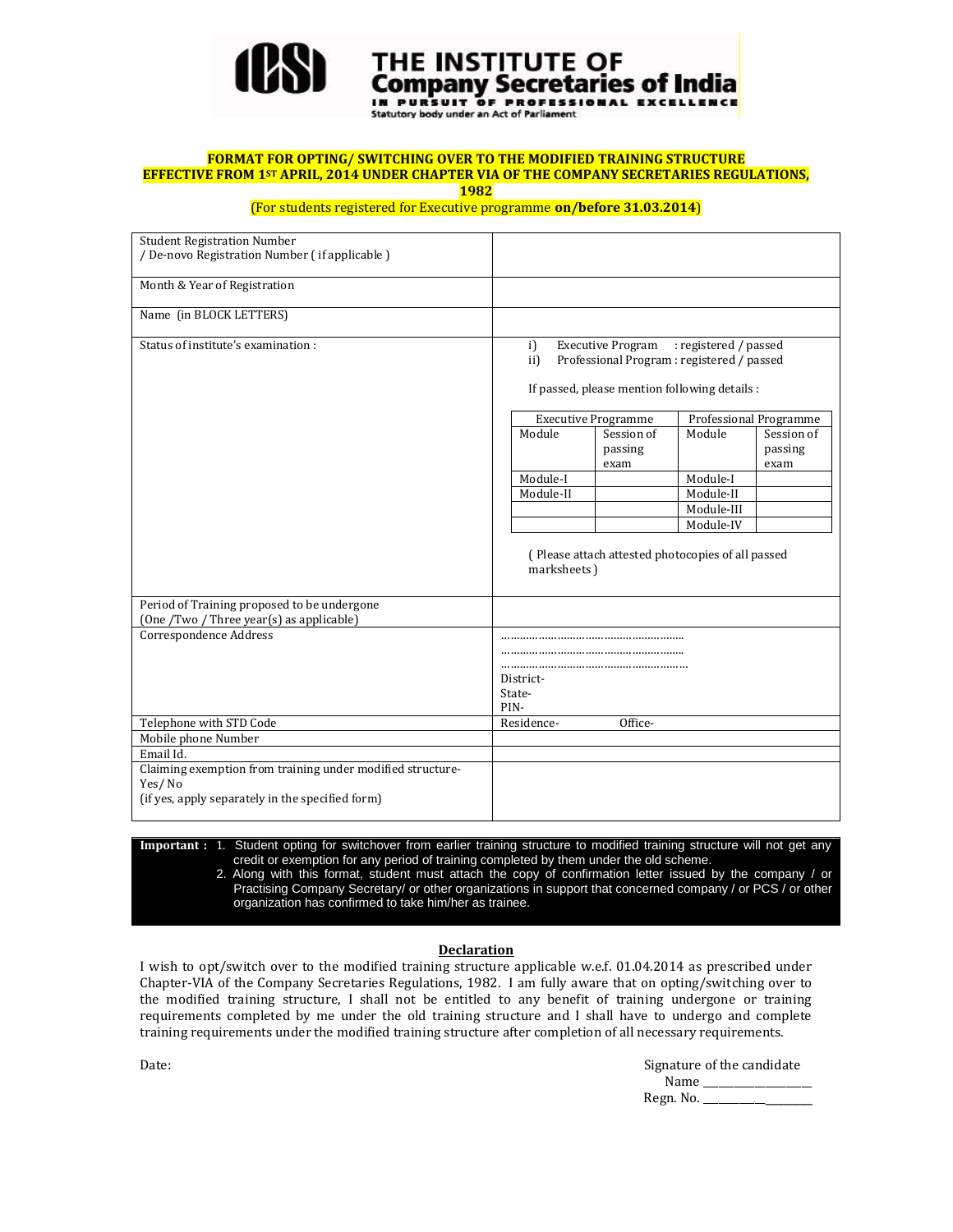# THE INSTITUTE OF Company Secretaries of India

IN PURSUIT OF PROFESSIONAL EXCELLENCE

Statutory body under an Act of Parliament

**FORMAT FOR OPTING/ SWITCHING OVER TO THE MODIFIED TRAINING STRUCTURE EFFECTIVE FROM 1ST APRIL, 2014 UNDER CHAPTER VIA OF THE COMPANY SECRETARIES REGULATIONS, 1982**

(For students registered for Executive programme **on/before 31.03.2014**)

| | |
|---|---|
| Student Registration Number / De-novo Registration Number ( if applicable ) | |
| Month & Year of Registration | |
| Name (in BLOCK LETTERS) | |
| Status of institute's examination : | i) Executive Program : registered / passed<br>ii) Professional Program : registered / passed<br><br>If passed, please mention following details : |
| Period of Training proposed to be undergone (One /Two / Three year(s) as applicable) | |
| Correspondence Address | ………………………………………………<br>………………………………………………<br>………………………………………………<br>District-<br>State-<br>PIN- |
| Telephone with STD Code | Residence- Office- |
| Mobile phone Number | |
| Email Id. | |
| Claiming exemption from training under modified structure- Yes/ No (if yes, apply separately in the specified form) | |

| Executive Programme | | Professional Programme | |
|---|---|---|---|
| Module | Session of passing exam | Module | Session of passing exam |
| Module-I | | Module-I | |
| Module-II | | Module-II | |
| | | Module-III | |
| | | Module-IV | |

( Please attach attested photocopies of all passed marksheets )

**Important :**
1. Student opting for switchover from earlier training structure to modified training structure will not get any credit or exemption for any period of training completed by them under the old scheme.
2. Along with this format, student must attach the copy of confirmation letter issued by the company / or Practising Company Secretary/ or other organizations in support that concerned company / or PCS / or other organization has confirmed to take him/her as trainee.

## Declaration

I wish to opt/switch over to the modified training structure applicable w.e.f. 01.04.2014 as prescribed under Chapter-VIA of the Company Secretaries Regulations, 1982. I am fully aware that on opting/switching over to the modified training structure, I shall not be entitled to any benefit of training undergone or training requirements completed by me under the old training structure and I shall have to undergo and complete training requirements under the modified training structure after completion of all necessary requirements.

Date:

Signature of the candidate

Name ___________________

Regn. No. ___________________